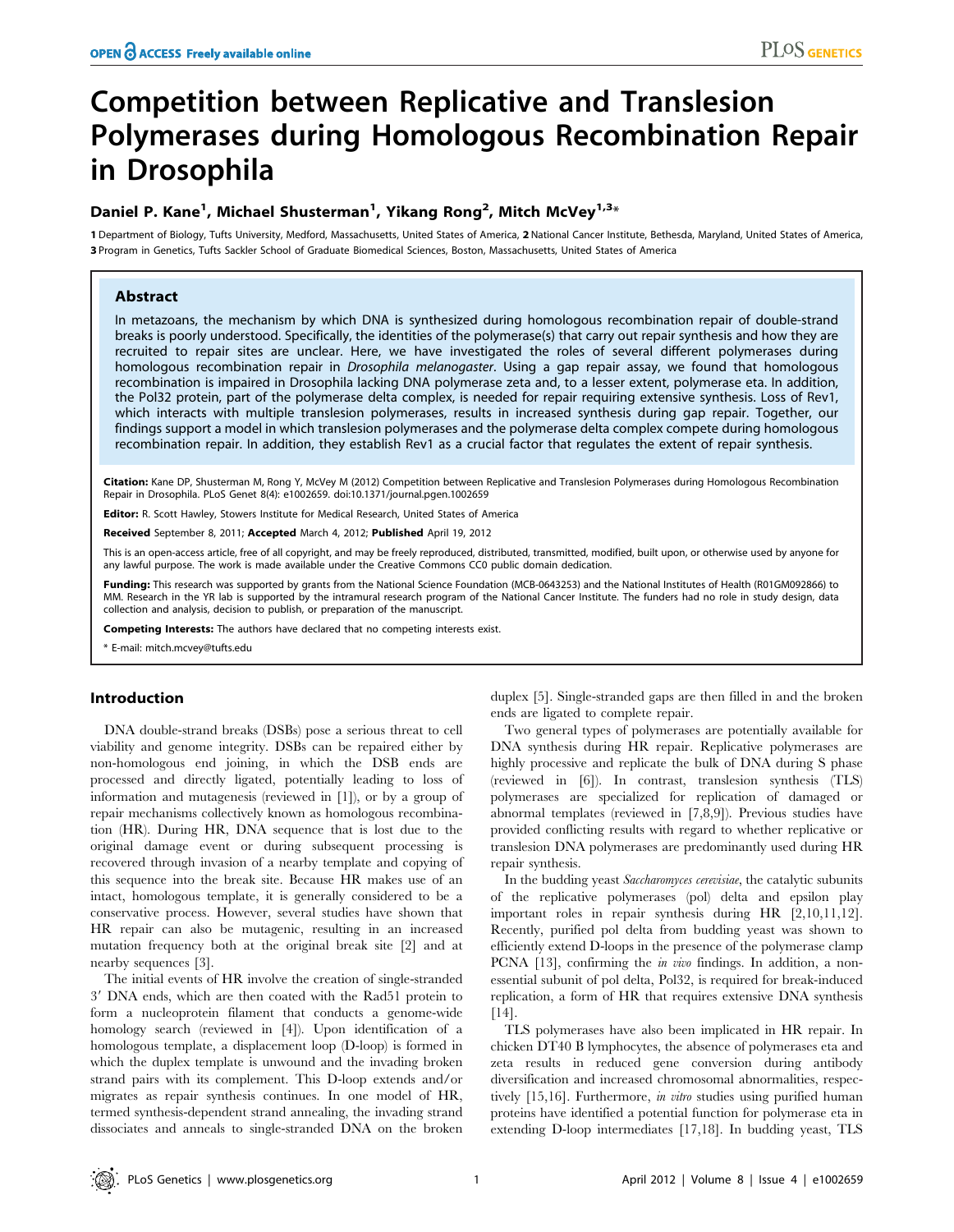# Competition between Replicative and Translesion Polymerases during Homologous Recombination Repair in Drosophila

**Daniel P. Kane[1], Michael Shusterman[1], Yikang Rong[2], Mitch McVey[1,3]***

**1** Department of Biology, Tufts University, Medford, Massachusetts, United States of America, **2** National Cancer Institute, Bethesda, Maryland, United States of America, **3** Program in Genetics, Tufts Sackler School of Graduate Biomedical Sciences, Boston, Massachusetts, United States of America

## Abstract

In metazoans, the mechanism by which DNA is synthesized during homologous recombination repair of double-strand breaks is poorly understood. Specifically, the identities of the polymerase(s) that carry out repair synthesis and how they are recruited to repair sites are unclear. Here, we have investigated the roles of several different polymerases during homologous recombination repair in *Drosophila melanogaster*. Using a gap repair assay, we found that homologous recombination is impaired in Drosophila lacking DNA polymerase zeta and, to a lesser extent, polymerase eta. In addition, the Pol32 protein, part of the polymerase delta complex, is needed for repair requiring extensive synthesis. Loss of Rev1, which interacts with multiple translesion polymerases, results in increased synthesis during gap repair. Together, our findings support a model in which translesion polymerases and the polymerase delta complex compete during homologous recombination repair. In addition, they establish Rev1 as a crucial factor that regulates the extent of repair synthesis.

**Citation:** Kane DP, Shusterman M, Rong Y, McVey M (2012) Competition between Replicative and Translesion Polymerases during Homologous Recombination Repair in Drosophila. PLoS Genet 8(4): e1002659. doi:10.1371/journal.pgen.1002659

**Editor:** R. Scott Hawley, Stowers Institute for Medical Research, United States of America

**Received** September 8, 2011; **Accepted** March 4, 2012; **Published** April 19, 2012

This is an open-access article, free of all copyright, and may be freely reproduced, distributed, transmitted, modified, built upon, or otherwise used by anyone for any lawful purpose. The work is made available under the Creative Commons CC0 public domain dedication.

**Funding:** This research was supported by grants from the National Science Foundation (MCB-0643253) and the National Institutes of Health (R01GM092866) to MM. Research in the YR lab is supported by the intramural research program of the National Cancer Institute. The funders had no role in study design, data collection and analysis, decision to publish, or preparation of the manuscript.

**Competing Interests:** The authors have declared that no competing interests exist.

\* E-mail: mitch.mcvey@tufts.edu

## Introduction

DNA double-strand breaks (DSBs) pose a serious threat to cell viability and genome integrity. DSBs can be repaired either by non-homologous end joining, in which the DSB ends are processed and directly ligated, potentially leading to loss of information and mutagenesis (reviewed in [1]), or by a group of repair mechanisms collectively known as homologous recombination (HR). During HR, DNA sequence that is lost due to the original damage event or during subsequent processing is recovered through invasion of a nearby template and copying of this sequence into the break site. Because HR makes use of an intact, homologous template, it is generally considered to be a conservative process. However, several studies have shown that HR repair can also be mutagenic, resulting in an increased mutation frequency both at the original break site [2] and at nearby sequences [3].

The initial events of HR involve the creation of single-stranded 3′ DNA ends, which are then coated with the Rad51 protein to form a nucleoprotein filament that conducts a genome-wide homology search (reviewed in [4]). Upon identification of a homologous template, a displacement loop (D-loop) is formed in which the duplex template is unwound and the invading broken strand pairs with its complement. This D-loop extends and/or migrates as repair synthesis continues. In one model of HR, termed synthesis-dependent strand annealing, the invading strand dissociates and anneals to single-stranded DNA on the broken duplex [5]. Single-stranded gaps are then filled in and the broken ends are ligated to complete repair.

Two general types of polymerases are potentially available for DNA synthesis during HR repair. Replicative polymerases are highly processive and replicate the bulk of DNA during S phase (reviewed in [6]). In contrast, translesion synthesis (TLS) polymerases are specialized for replication of damaged or abnormal templates (reviewed in [7,8,9]). Previous studies have provided conflicting results with regard to whether replicative or translesion DNA polymerases are predominantly used during HR repair synthesis.

In the budding yeast *Saccharomyces cerevisiae*, the catalytic subunits of the replicative polymerases (pol) delta and epsilon play important roles in repair synthesis during HR [2,10,11,12]. Recently, purified pol delta from budding yeast was shown to efficiently extend D-loops in the presence of the polymerase clamp PCNA [13], confirming the *in vivo* findings. In addition, a non-essential subunit of pol delta, Pol32, is required for break-induced replication, a form of HR that requires extensive DNA synthesis [14].

TLS polymerases have also been implicated in HR repair. In chicken DT40 B lymphocytes, the absence of polymerases eta and zeta results in reduced gene conversion during antibody diversification and increased chromosomal abnormalities, respectively [15,16]. Furthermore, *in vitro* studies using purified human proteins have identified a potential function for polymerase eta in extending D-loop intermediates [17,18]. In budding yeast, TLS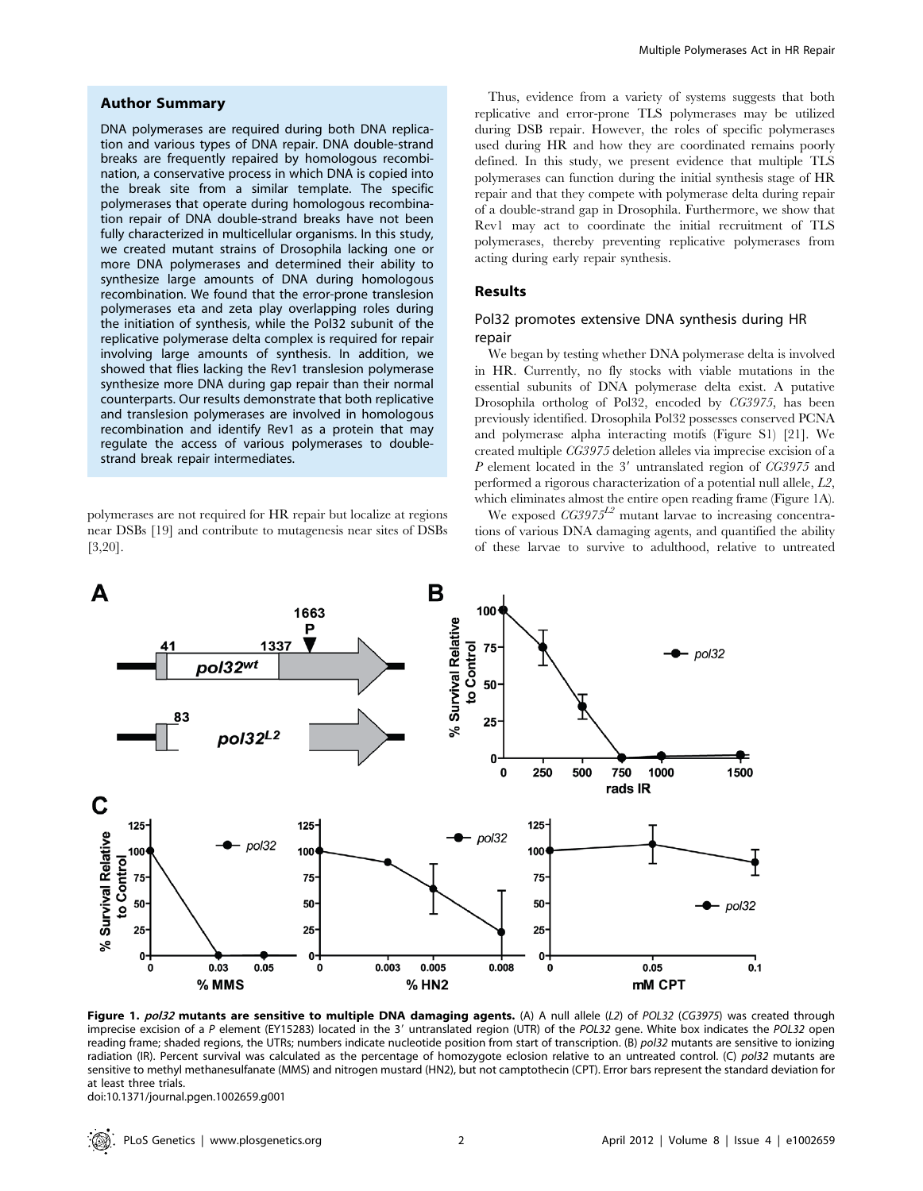### Author Summary

DNA polymerases are required during both DNA replication and various types of DNA repair. DNA double-strand breaks are frequently repaired by homologous recombination, a conservative process in which DNA is copied into the break site from a similar template. The specific polymerases that operate during homologous recombination repair of DNA double-strand breaks have not been fully characterized in multicellular organisms. In this study, we created mutant strains of Drosophila lacking one or more DNA polymerases and determined their ability to synthesize large amounts of DNA during homologous recombination. We found that the error-prone translesion polymerases eta and zeta play overlapping roles during the initiation of synthesis, while the Pol32 subunit of the replicative polymerase delta complex is required for repair involving large amounts of synthesis. In addition, we showed that flies lacking the Rev1 translesion polymerase synthesize more DNA during gap repair than their normal counterparts. Our results demonstrate that both replicative and translesion polymerases are involved in homologous recombination and identify Rev1 as a protein that may regulate the access of various polymerases to double-strand break repair intermediates.

polymerases are not required for HR repair but localize at regions near DSBs [19] and contribute to mutagenesis near sites of DSBs [3,20].

Thus, evidence from a variety of systems suggests that both replicative and error-prone TLS polymerases may be utilized during DSB repair. However, the roles of specific polymerases used during HR and how they are coordinated remains poorly defined. In this study, we present evidence that multiple TLS polymerases can function during the initial synthesis stage of HR repair and that they compete with polymerase delta during repair of a double-strand gap in Drosophila. Furthermore, we show that Rev1 may act to coordinate the initial recruitment of TLS polymerases, thereby preventing replicative polymerases from acting during early repair synthesis.

## Results

### Pol32 promotes extensive DNA synthesis during HR repair

We began by testing whether DNA polymerase delta is involved in HR. Currently, no fly stocks with viable mutations in the essential subunits of DNA polymerase delta exist. A putative Drosophila ortholog of Pol32, encoded by *CG3975*, has been previously identified. Drosophila Pol32 possesses conserved PCNA and polymerase alpha interacting motifs (Figure S1) [21]. We created multiple *CG3975* deletion alleles via imprecise excision of a *P* element located in the 3′ untranslated region of *CG3975* and performed a rigorous characterization of a potential null allele, *L2*, which eliminates almost the entire open reading frame (Figure 1A).

We exposed *CG3975*$^{L2}$ mutant larvae to increasing concentrations of various DNA damaging agents, and quantified the ability of these larvae to survive to adulthood, relative to untreated

**Figure 1. *pol32* mutants are sensitive to multiple DNA damaging agents.** (A) A null allele (*L2*) of *POL32* (*CG3975*) was created through imprecise excision of a *P* element (EY15283) located in the 3′ untranslated region (UTR) of the *POL32* gene. White box indicates the *POL32* open reading frame; shaded regions, the UTRs; numbers indicate nucleotide position from start of transcription. (B) *pol32* mutants are sensitive to ionizing radiation (IR). Percent survival was calculated as the percentage of homozygote eclosion relative to an untreated control. (C) *pol32* mutants are sensitive to methyl methanesulfanate (MMS) and nitrogen mustard (HN2), but not camptothecin (CPT). Error bars represent the standard deviation for at least three trials.

doi:10.1371/journal.pgen.1002659.g001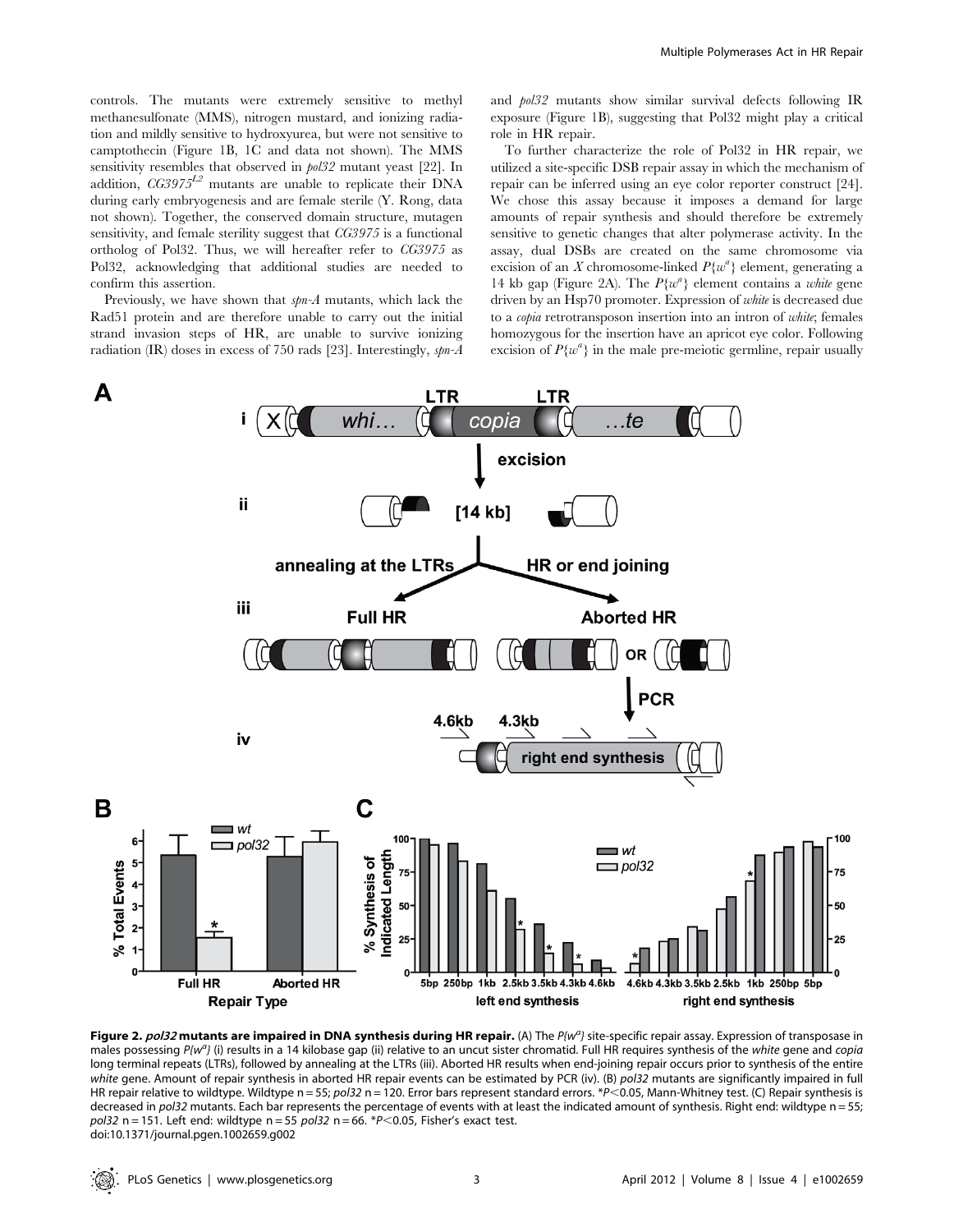controls. The mutants were extremely sensitive to methyl methanesulfonate (MMS), nitrogen mustard, and ionizing radiation and mildly sensitive to hydroxyurea, but were not sensitive to camptothecin (Figure 1B, 1C and data not shown). The MMS sensitivity resembles that observed in *pol32* mutant yeast [22]. In addition, *CG3975*$^{L2}$ mutants are unable to replicate their DNA during early embryogenesis and are female sterile (Y. Rong, data not shown). Together, the conserved domain structure, mutagen sensitivity, and female sterility suggest that *CG3975* is a functional ortholog of Pol32. Thus, we will hereafter refer to *CG3975* as Pol32, acknowledging that additional studies are needed to confirm this assertion.

Previously, we have shown that *spn-A* mutants, which lack the Rad51 protein and are therefore unable to carry out the initial strand invasion steps of HR, are unable to survive ionizing radiation (IR) doses in excess of 750 rads [23]. Interestingly, *spn-A* and *pol32* mutants show similar survival defects following IR exposure (Figure 1B), suggesting that Pol32 might play a critical role in HR repair.

To further characterize the role of Pol32 in HR repair, we utilized a site-specific DSB repair assay in which the mechanism of repair can be inferred using an eye color reporter construct [24]. We chose this assay because it imposes a demand for large amounts of repair synthesis and should therefore be extremely sensitive to genetic changes that alter polymerase activity. In the assay, dual DSBs are created on the same chromosome via excision of an *X* chromosome-linked $P\{w^a\}$ element, generating a 14 kb gap (Figure 2A). The $P\{w^a\}$ element contains a *white* gene driven by an Hsp70 promoter. Expression of *white* is decreased due to a *copia* retrotransposon insertion into an intron of *white*; females homozygous for the insertion have an apricot eye color. Following excision of $P\{w^a\}$ in the male pre-meiotic germline, repair usually

**Figure 2. *pol32* mutants are impaired in DNA synthesis during HR repair.** (A) The $P\{w^a\}$ site-specific repair assay. Expression of transposase in males possessing $P\{w^a\}$ (i) results in a 14 kilobase gap (ii) relative to an uncut sister chromatid. Full HR requires synthesis of the *white* gene and *copia* long terminal repeats (LTRs), followed by annealing at the LTRs (iii). Aborted HR results when end-joining repair occurs prior to synthesis of the entire *white* gene. Amount of repair synthesis in aborted HR repair events can be estimated by PCR (iv). (B) *pol32* mutants are significantly impaired in full HR repair relative to wildtype. Wildtype n = 55; *pol32* n = 120. Error bars represent standard errors. \*$P<0.05$, Mann-Whitney test. (C) Repair synthesis is decreased in *pol32* mutants. Each bar represents the percentage of events with at least the indicated amount of synthesis. Right end: wildtype n = 55; *pol32* n = 151. Left end: wildtype n = 55 *pol32* n = 66. \*$P<0.05$, Fisher's exact test.
doi:10.1371/journal.pgen.1002659.g002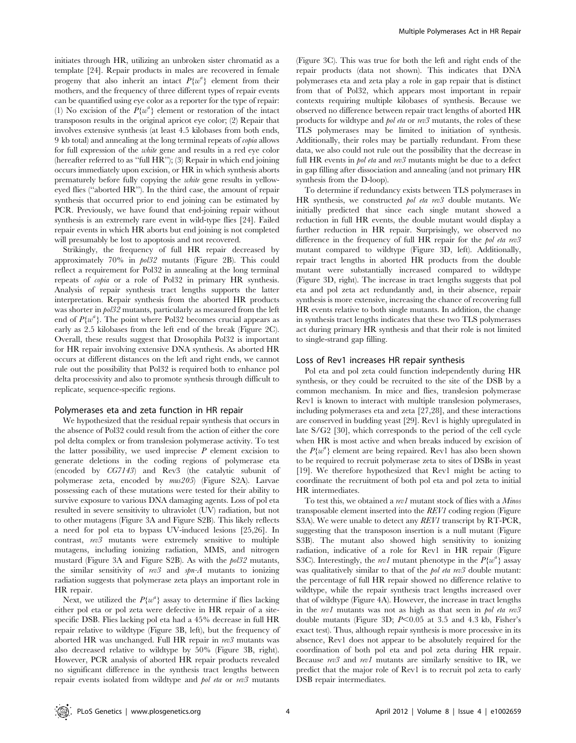initiates through HR, utilizing an unbroken sister chromatid as a template [24]. Repair products in males are recovered in female progeny that also inherit an intact $P\{w^a\}$ element from their mothers, and the frequency of three different types of repair events can be quantified using eye color as a reporter for the type of repair: (1) No excision of the $P\{w^a\}$ element or restoration of the intact transposon results in the original apricot eye color; (2) Repair that involves extensive synthesis (at least 4.5 kilobases from both ends, 9 kb total) and annealing at the long terminal repeats of *copia* allows for full expression of the *white* gene and results in a red eye color (hereafter referred to as "full HR"); (3) Repair in which end joining occurs immediately upon excision, or HR in which synthesis aborts prematurely before fully copying the *white* gene results in yellow-eyed flies ("aborted HR"). In the third case, the amount of repair synthesis that occurred prior to end joining can be estimated by PCR. Previously, we have found that end-joining repair without synthesis is an extremely rare event in wild-type flies [24]. Failed repair events in which HR aborts but end joining is not completed will presumably be lost to apoptosis and not recovered.

Strikingly, the frequency of full HR repair decreased by approximately 70% in *pol32* mutants (Figure 2B). This could reflect a requirement for Pol32 in annealing at the long terminal repeats of *copia* or a role of Pol32 in primary HR synthesis. Analysis of repair synthesis tract lengths supports the latter interpretation. Repair synthesis from the aborted HR products was shorter in *pol32* mutants, particularly as measured from the left end of $P\{w^a\}$. The point where Pol32 becomes crucial appears as early as 2.5 kilobases from the left end of the break (Figure 2C). Overall, these results suggest that Drosophila Pol32 is important for HR repair involving extensive DNA synthesis. As aborted HR occurs at different distances on the left and right ends, we cannot rule out the possibility that Pol32 is required both to enhance pol delta processivity and also to promote synthesis through difficult to replicate, sequence-specific regions.

### Polymerases eta and zeta function in HR repair

We hypothesized that the residual repair synthesis that occurs in the absence of Pol32 could result from the action of either the core pol delta complex or from translesion polymerase activity. To test the latter possibility, we used imprecise *P* element excision to generate deletions in the coding regions of polymerase eta (encoded by *CG7143*) and Rev3 (the catalytic subunit of polymerase zeta, encoded by *mus205*) (Figure S2A). Larvae possessing each of these mutations were tested for their ability to survive exposure to various DNA damaging agents. Loss of pol eta resulted in severe sensitivity to ultraviolet (UV) radiation, but not to other mutagens (Figure 3A and Figure S2B). This likely reflects a need for pol eta to bypass UV-induced lesions [25,26]. In contrast, *rev3* mutants were extremely sensitive to multiple mutagens, including ionizing radiation, MMS, and nitrogen mustard (Figure 3A and Figure S2B). As with the *pol32* mutants, the similar sensitivity of *rev3* and *spn-A* mutants to ionizing radiation suggests that polymerase zeta plays an important role in HR repair.

Next, we utilized the $P\{w^a\}$ assay to determine if flies lacking either pol eta or pol zeta were defective in HR repair of a site-specific DSB. Flies lacking pol eta had a 45% decrease in full HR repair relative to wildtype (Figure 3B, left), but the frequency of aborted HR was unchanged. Full HR repair in *rev3* mutants was also decreased relative to wildtype by 50% (Figure 3B, right). However, PCR analysis of aborted HR repair products revealed no significant difference in the synthesis tract lengths between repair events isolated from wildtype and *pol eta* or *rev3* mutants (Figure 3C). This was true for both the left and right ends of the repair products (data not shown). This indicates that DNA polymerases eta and zeta play a role in gap repair that is distinct from that of Pol32, which appears most important in repair contexts requiring multiple kilobases of synthesis. Because we observed no difference between repair tract lengths of aborted HR products for wildtype and *pol eta* or *rev3* mutants, the roles of these TLS polymerases may be limited to initiation of synthesis. Additionally, their roles may be partially redundant. From these data, we also could not rule out the possibility that the decrease in full HR events in *pol eta* and *rev3* mutants might be due to a defect in gap filling after dissociation and annealing (and not primary HR synthesis from the D-loop).

To determine if redundancy exists between TLS polymerases in HR synthesis, we constructed *pol eta rev3* double mutants. We initially predicted that since each single mutant showed a reduction in full HR events, the double mutant would display a further reduction in HR repair. Surprisingly, we observed no difference in the frequency of full HR repair for the *pol eta rev3* mutant compared to wildtype (Figure 3D, left). Additionally, repair tract lengths in aborted HR products from the double mutant were substantially increased compared to wildtype (Figure 3D, right). The increase in tract lengths suggests that pol eta and pol zeta act redundantly and, in their absence, repair synthesis is more extensive, increasing the chance of recovering full HR events relative to both single mutants. In addition, the change in synthesis tract lengths indicates that these two TLS polymerases act during primary HR synthesis and that their role is not limited to single-strand gap filling.

### Loss of Rev1 increases HR repair synthesis

Pol eta and pol zeta could function independently during HR synthesis, or they could be recruited to the site of the DSB by a common mechanism. In mice and flies, translesion polymerase Rev1 is known to interact with multiple translesion polymerases, including polymerases eta and zeta [27,28], and these interactions are conserved in budding yeast [29]. Rev1 is highly upregulated in late S/G2 [30], which corresponds to the period of the cell cycle when HR is most active and when breaks induced by excision of the $P\{w^a\}$ element are being repaired. Rev1 has also been shown to be required to recruit polymerase zeta to sites of DSBs in yeast [19]. We therefore hypothesized that Rev1 might be acting to coordinate the recruitment of both pol eta and pol zeta to initial HR intermediates.

To test this, we obtained a *rev1* mutant stock of flies with a *Minos* transposable element inserted into the *REV1* coding region (Figure S3A). We were unable to detect any *REV1* transcript by RT-PCR, suggesting that the transposon insertion is a null mutant (Figure S3B). The mutant also showed high sensitivity to ionizing radiation, indicative of a role for Rev1 in HR repair (Figure S3C). Interestingly, the *rev1* mutant phenotype in the $P\{w^a\}$ assay was qualitatively similar to that of the *pol eta rev3* double mutant: the percentage of full HR repair showed no difference relative to wildtype, while the repair synthesis tract lengths increased over that of wildtype (Figure 4A). However, the increase in tract lengths in the *rev1* mutants was not as high as that seen in *pol eta rev3* double mutants (Figure 3D; $P<0.05$ at 3.5 and 4.3 kb, Fisher's exact test). Thus, although repair synthesis is more processive in its absence, Rev1 does not appear to be absolutely required for the coordination of both pol eta and pol zeta during HR repair. Because *rev3* and *rev1* mutants are similarly sensitive to IR, we predict that the major role of Rev1 is to recruit pol zeta to early DSB repair intermediates.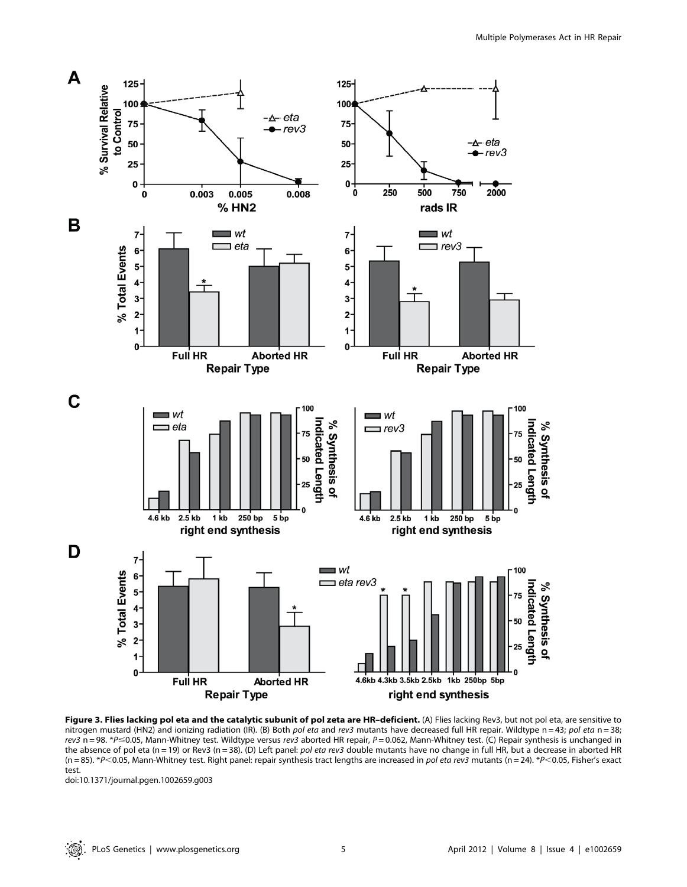**Figure 3. Flies lacking pol eta and the catalytic subunit of pol zeta are HR–deficient.** (A) Flies lacking Rev3, but not pol eta, are sensitive to nitrogen mustard (HN2) and ionizing radiation (IR). (B) Both *pol eta* and *rev3* mutants have decreased full HR repair. Wildtype n = 43; *pol eta* n = 38; *rev3* n = 98. *$P \leq 0.05$, Mann-Whitney test. Wildtype versus *rev3* aborted HR repair, $P = 0.062$, Mann-Whitney test. (C) Repair synthesis is unchanged in the absence of pol eta (n = 19) or Rev3 (n = 38). (D) Left panel: *pol eta rev3* double mutants have no change in full HR, but a decrease in aborted HR (n = 85). *$P < 0.05$, Mann-Whitney test. Right panel: repair synthesis tract lengths are increased in *pol eta rev3* mutants (n = 24). *$P < 0.05$, Fisher's exact test.

doi:10.1371/journal.pgen.1002659.g003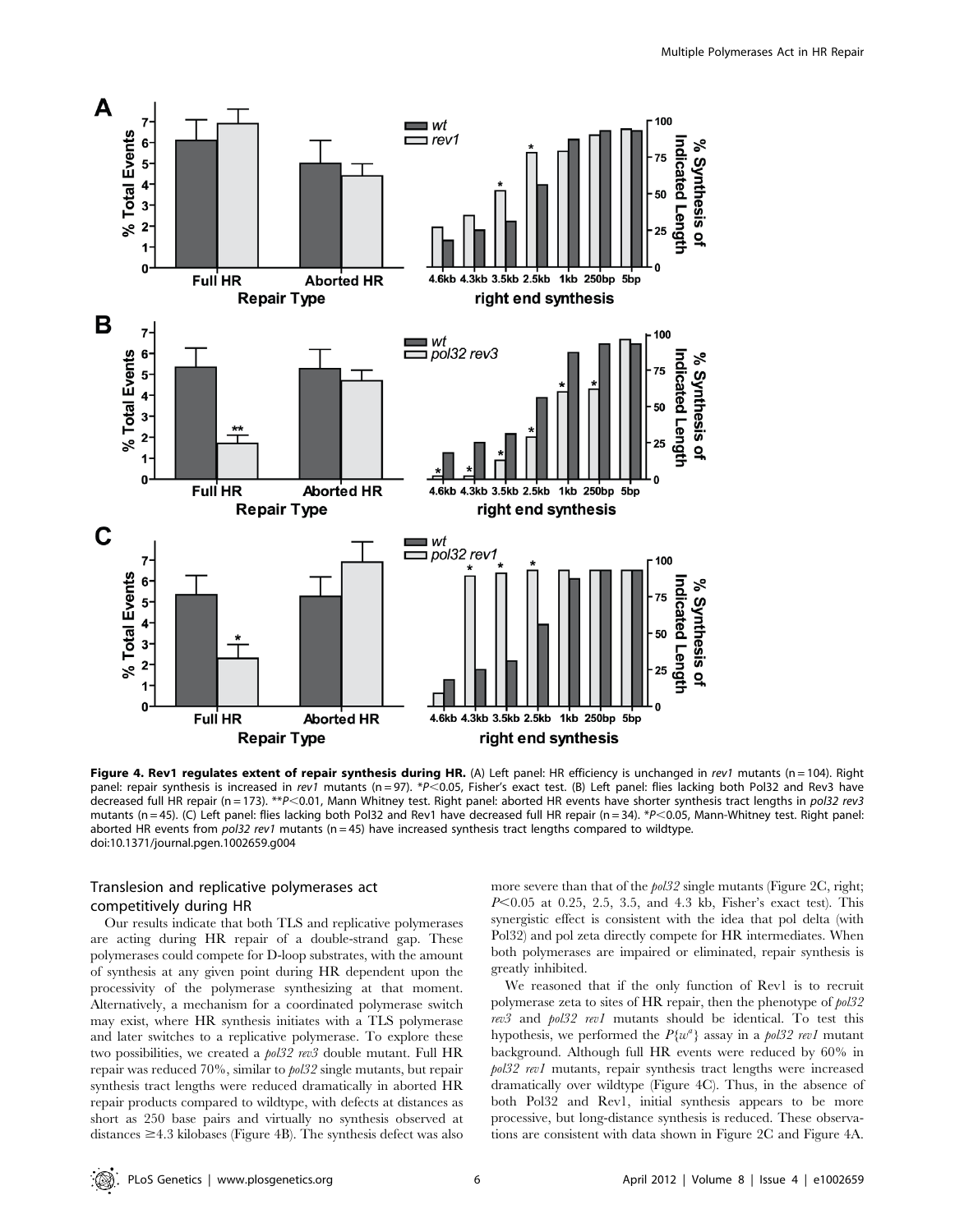**Figure 4. Rev1 regulates extent of repair synthesis during HR.** (A) Left panel: HR efficiency is unchanged in *rev1* mutants (n = 104). Right panel: repair synthesis is increased in *rev1* mutants (n = 97). *$P<0.05$, Fisher's exact test. (B) Left panel: flies lacking both Pol32 and Rev3 have decreased full HR repair (n = 173). **$P<0.01$, Mann Whitney test. Right panel: aborted HR events have shorter synthesis tract lengths in *pol32 rev3* mutants (n = 45). (C) Left panel: flies lacking both Pol32 and Rev1 have decreased full HR repair (n = 34). *$P<0.05$, Mann-Whitney test. Right panel: aborted HR events from *pol32 rev1* mutants (n = 45) have increased synthesis tract lengths compared to wildtype.
doi:10.1371/journal.pgen.1002659.g004

### Translesion and replicative polymerases act competitively during HR

Our results indicate that both TLS and replicative polymerases are acting during HR repair of a double-strand gap. These polymerases could compete for D-loop substrates, with the amount of synthesis at any given point during HR dependent upon the processivity of the polymerase synthesizing at that moment. Alternatively, a mechanism for a coordinated polymerase switch may exist, where HR synthesis initiates with a TLS polymerase and later switches to a replicative polymerase. To explore these two possibilities, we created a *pol32 rev3* double mutant. Full HR repair was reduced 70%, similar to *pol32* single mutants, but repair synthesis tract lengths were reduced dramatically in aborted HR repair products compared to wildtype, with defects at distances as short as 250 base pairs and virtually no synthesis observed at distances ≥4.3 kilobases (Figure 4B). The synthesis defect was also more severe than that of the *pol32* single mutants (Figure 2C, right; $P<0.05$ at 0.25, 2.5, 3.5, and 4.3 kb, Fisher's exact test). This synergistic effect is consistent with the idea that pol delta (with Pol32) and pol zeta directly compete for HR intermediates. When both polymerases are impaired or eliminated, repair synthesis is greatly inhibited.

We reasoned that if the only function of Rev1 is to recruit polymerase zeta to sites of HR repair, then the phenotype of *pol32 rev3* and *pol32 rev1* mutants should be identical. To test this hypothesis, we performed the $P\{w^a\}$ assay in a *pol32 rev1* mutant background. Although full HR events were reduced by 60% in *pol32 rev1* mutants, repair synthesis tract lengths were increased dramatically over wildtype (Figure 4C). Thus, in the absence of both Pol32 and Rev1, initial synthesis appears to be more processive, but long-distance synthesis is reduced. These observations are consistent with data shown in Figure 2C and Figure 4A.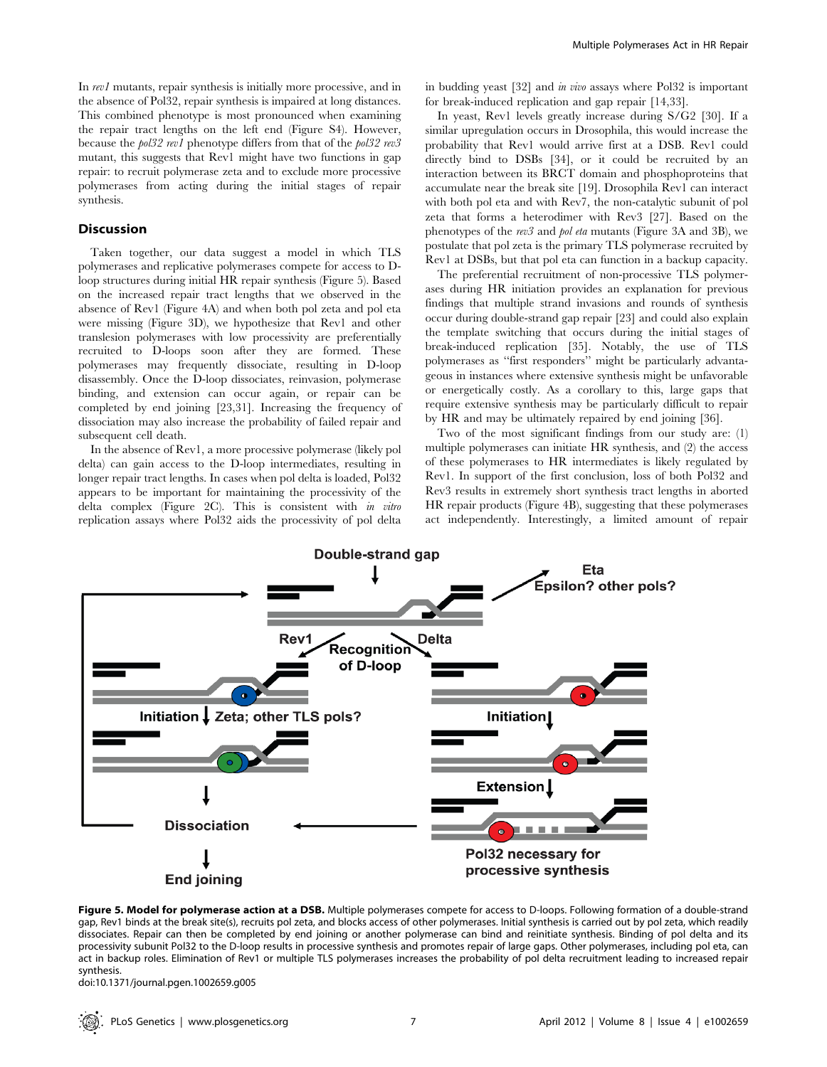In *rev1* mutants, repair synthesis is initially more processive, and in the absence of Pol32, repair synthesis is impaired at long distances. This combined phenotype is most pronounced when examining the repair tract lengths on the left end (Figure S4). However, because the *pol32 rev1* phenotype differs from that of the *pol32 rev3* mutant, this suggests that Rev1 might have two functions in gap repair: to recruit polymerase zeta and to exclude more processive polymerases from acting during the initial stages of repair synthesis.

## Discussion

Taken together, our data suggest a model in which TLS polymerases and replicative polymerases compete for access to D-loop structures during initial HR repair synthesis (Figure 5). Based on the increased repair tract lengths that we observed in the absence of Rev1 (Figure 4A) and when both pol zeta and pol eta were missing (Figure 3D), we hypothesize that Rev1 and other translesion polymerases with low processivity are preferentially recruited to D-loops soon after they are formed. These polymerases may frequently dissociate, resulting in D-loop disassembly. Once the D-loop dissociates, reinvasion, polymerase binding, and extension can occur again, or repair can be completed by end joining [23,31]. Increasing the frequency of dissociation may also increase the probability of failed repair and subsequent cell death.

In the absence of Rev1, a more processive polymerase (likely pol delta) can gain access to the D-loop intermediates, resulting in longer repair tract lengths. In cases when pol delta is loaded, Pol32 appears to be important for maintaining the processivity of the delta complex (Figure 2C). This is consistent with *in vitro* replication assays where Pol32 aids the processivity of pol delta in budding yeast [32] and *in vivo* assays where Pol32 is important for break-induced replication and gap repair [14,33].

In yeast, Rev1 levels greatly increase during S/G2 [30]. If a similar upregulation occurs in Drosophila, this would increase the probability that Rev1 would arrive first at a DSB. Rev1 could directly bind to DSBs [34], or it could be recruited by an interaction between its BRCT domain and phosphoproteins that accumulate near the break site [19]. Drosophila Rev1 can interact with both pol eta and with Rev7, the non-catalytic subunit of pol zeta that forms a heterodimer with Rev3 [27]. Based on the phenotypes of the *rev3* and *pol eta* mutants (Figure 3A and 3B), we postulate that pol zeta is the primary TLS polymerase recruited by Rev1 at DSBs, but that pol eta can function in a backup capacity.

The preferential recruitment of non-processive TLS polymerases during HR initiation provides an explanation for previous findings that multiple strand invasions and rounds of synthesis occur during double-strand gap repair [23] and could also explain the template switching that occurs during the initial stages of break-induced replication [35]. Notably, the use of TLS polymerases as "first responders" might be particularly advantageous in instances where extensive synthesis might be unfavorable or energetically costly. As a corollary to this, large gaps that require extensive synthesis may be particularly difficult to repair by HR and may be ultimately repaired by end joining [36].

Two of the most significant findings from our study are: (1) multiple polymerases can initiate HR synthesis, and (2) the access of these polymerases to HR intermediates is likely regulated by Rev1. In support of the first conclusion, loss of both Pol32 and Rev3 results in extremely short synthesis tract lengths in aborted HR repair products (Figure 4B), suggesting that these polymerases act independently. Interestingly, a limited amount of repair

**Figure 5. Model for polymerase action at a DSB.** Multiple polymerases compete for access to D-loops. Following formation of a double-strand gap, Rev1 binds at the break site(s), recruits pol zeta, and blocks access of other polymerases. Initial synthesis is carried out by pol zeta, which readily dissociates. Repair can then be completed by end joining or another polymerase can bind and reinitiate synthesis. Binding of pol delta and its processivity subunit Pol32 to the D-loop results in processive synthesis and promotes repair of large gaps. Other polymerases, including pol eta, can act in backup roles. Elimination of Rev1 or multiple TLS polymerases increases the probability of pol delta recruitment leading to increased repair synthesis.
doi:10.1371/journal.pgen.1002659.g005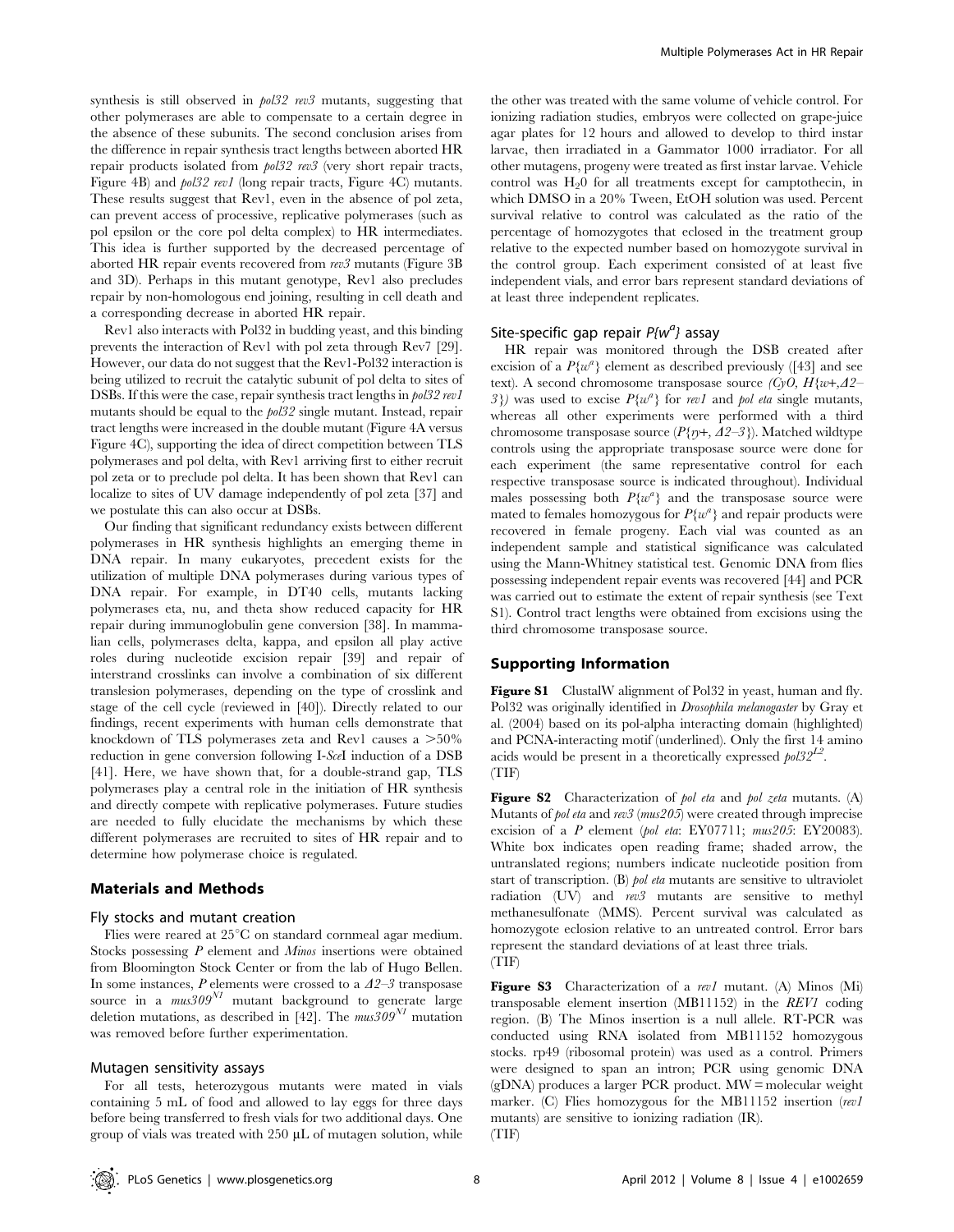synthesis is still observed in *pol32 rev3* mutants, suggesting that other polymerases are able to compensate to a certain degree in the absence of these subunits. The second conclusion arises from the difference in repair synthesis tract lengths between aborted HR repair products isolated from *pol32 rev3* (very short repair tracts, Figure 4B) and *pol32 rev1* (long repair tracts, Figure 4C) mutants. These results suggest that Rev1, even in the absence of pol zeta, can prevent access of processive, replicative polymerases (such as pol epsilon or the core pol delta complex) to HR intermediates. This idea is further supported by the decreased percentage of aborted HR repair events recovered from *rev3* mutants (Figure 3B and 3D). Perhaps in this mutant genotype, Rev1 also precludes repair by non-homologous end joining, resulting in cell death and a corresponding decrease in aborted HR repair.

Rev1 also interacts with Pol32 in budding yeast, and this binding prevents the interaction of Rev1 with pol zeta through Rev7 [29]. However, our data do not suggest that the Rev1-Pol32 interaction is being utilized to recruit the catalytic subunit of pol delta to sites of DSBs. If this were the case, repair synthesis tract lengths in *pol32 rev1* mutants should be equal to the *pol32* single mutant. Instead, repair tract lengths were increased in the double mutant (Figure 4A versus Figure 4C), supporting the idea of direct competition between TLS polymerases and pol delta, with Rev1 arriving first to either recruit pol zeta or to preclude pol delta. It has been shown that Rev1 can localize to sites of UV damage independently of pol zeta [37] and we postulate this can also occur at DSBs.

Our finding that significant redundancy exists between different polymerases in HR synthesis highlights an emerging theme in DNA repair. In many eukaryotes, precedent exists for the utilization of multiple DNA polymerases during various types of DNA repair. For example, in DT40 cells, mutants lacking polymerases eta, nu, and theta show reduced capacity for HR repair during immunoglobulin gene conversion [38]. In mammalian cells, polymerases delta, kappa, and epsilon all play active roles during nucleotide excision repair [39] and repair of interstrand crosslinks can involve a combination of six different translesion polymerases, depending on the type of crosslink and stage of the cell cycle (reviewed in [40]). Directly related to our findings, recent experiments with human cells demonstrate that knockdown of TLS polymerases zeta and Rev1 causes a >50% reduction in gene conversion following I-*Sce*I induction of a DSB [41]. Here, we have shown that, for a double-strand gap, TLS polymerases play a central role in the initiation of HR synthesis and directly compete with replicative polymerases. Future studies are needed to fully elucidate the mechanisms by which these different polymerases are recruited to sites of HR repair and to determine how polymerase choice is regulated.

## Materials and Methods

### Fly stocks and mutant creation

Flies were reared at 25°C on standard cornmeal agar medium. Stocks possessing *P* element and *Minos* insertions were obtained from Bloomington Stock Center or from the lab of Hugo Bellen. In some instances, *P* elements were crossed to a *Δ2–3* transposase source in a $mus309^{N1}$ mutant background to generate large deletion mutations, as described in [42]. The $mus309^{N1}$ mutation was removed before further experimentation.

### Mutagen sensitivity assays

For all tests, heterozygous mutants were mated in vials containing 5 mL of food and allowed to lay eggs for three days before being transferred to fresh vials for two additional days. One group of vials was treated with 250 µL of mutagen solution, while the other was treated with the same volume of vehicle control. For ionizing radiation studies, embryos were collected on grape-juice agar plates for 12 hours and allowed to develop to third instar larvae, then irradiated in a Gammator 1000 irradiator. For all other mutagens, progeny were treated as first instar larvae. Vehicle control was $H_20$ for all treatments except for camptothecin, in which DMSO in a 20% Tween, EtOH solution was used. Percent survival relative to control was calculated as the ratio of the percentage of homozygotes that eclosed in the treatment group relative to the expected number based on homozygote survival in the control group. Each experiment consisted of at least five independent vials, and error bars represent standard deviations of at least three independent replicates.

### Site-specific gap repair $P\{w^a\}$ assay

HR repair was monitored through the DSB created after excision of a $P\{w^a\}$ element as described previously ([43] and see text). A second chromosome transposase source *(CyO, H{w+,Δ2–3})* was used to excise $P\{w^a\}$ for *rev1* and *pol eta* single mutants, whereas all other experiments were performed with a third chromosome transposase source (*P{ry+, Δ2–3}*). Matched wildtype controls using the appropriate transposase source were done for each experiment (the same representative control for each respective transposase source is indicated throughout). Individual males possessing both $P\{w^a\}$ and the transposase source were mated to females homozygous for $P\{w^a\}$ and repair products were recovered in female progeny. Each vial was counted as an independent sample and statistical significance was calculated using the Mann-Whitney statistical test. Genomic DNA from flies possessing independent repair events was recovered [44] and PCR was carried out to estimate the extent of repair synthesis (see Text S1). Control tract lengths were obtained from excisions using the third chromosome transposase source.

## Supporting Information

**Figure S1** ClustalW alignment of Pol32 in yeast, human and fly. Pol32 was originally identified in *Drosophila melanogaster* by Gray et al. (2004) based on its pol-alpha interacting domain (highlighted) and PCNA-interacting motif (underlined). Only the first 14 amino acids would be present in a theoretically expressed $pol32^{L2}$.
(TIF)

**Figure S2** Characterization of *pol eta* and *pol zeta* mutants. (A) Mutants of *pol eta* and *rev3* (*mus205*) were created through imprecise excision of a *P* element (*pol eta*: EY07711; *mus205*: EY20083). White box indicates open reading frame; shaded arrow, the untranslated regions; numbers indicate nucleotide position from start of transcription. (B) *pol eta* mutants are sensitive to ultraviolet radiation (UV) and *rev3* mutants are sensitive to methyl methanesulfonate (MMS). Percent survival was calculated as homozygote eclosion relative to an untreated control. Error bars represent the standard deviations of at least three trials.
(TIF)

**Figure S3** Characterization of a *rev1* mutant. (A) Minos (Mi) transposable element insertion (MB11152) in the *REV1* coding region. (B) The Minos insertion is a null allele. RT-PCR was conducted using RNA isolated from MB11152 homozygous stocks. rp49 (ribosomal protein) was used as a control. Primers were designed to span an intron; PCR using genomic DNA (gDNA) produces a larger PCR product. MW = molecular weight marker. (C) Flies homozygous for the MB11152 insertion (*rev1* mutants) are sensitive to ionizing radiation (IR).
(TIF)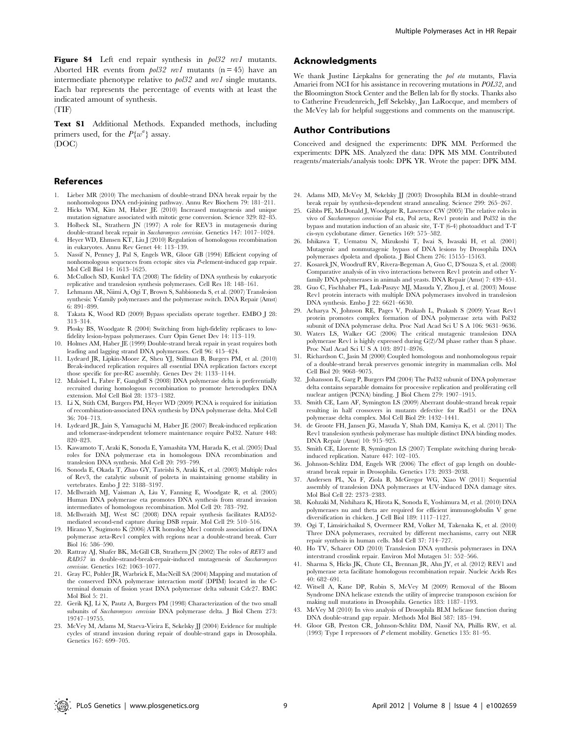**Figure S4** Left end repair synthesis in *pol32 rev1* mutants. Aborted HR events from *pol32 rev1* mutants (n = 45) have an intermediate phenotype relative to *pol32* and *rev1* single mutants. Each bar represents the percentage of events with at least the indicated amount of synthesis.
(TIF)

**Text S1** Additional Methods. Expanded methods, including primers used, for the $P\{w^a\}$ assay.
(DOC)

## Acknowledgments

We thank Justine Liepkalns for generating the *pol eta* mutants, Flavia Amariei from NCI for his assistance in recovering mutations in *POL32*, and the Bloomington Stock Center and the Bellen lab for fly stocks. Thanks also to Catherine Freudenreich, Jeff Sekelsky, Jan LaRocque, and members of the McVey lab for helpful suggestions and comments on the manuscript.

## Author Contributions

Conceived and designed the experiments: DPK MM. Performed the experiments: DPK MS. Analyzed the data: DPK MS MM. Contributed reagents/materials/analysis tools: DPK YR. Wrote the paper: DPK MM.

## References

1. Lieber MR (2010) The mechanism of double-strand DNA break repair by the nonhomologous DNA end-joining pathway. Annu Rev Biochem 79: 181–211.
2. Hicks WM, Kim M, Haber JE (2010) Increased mutagenesis and unique mutation signature associated with mitotic gene conversion. Science 329: 82–85.
3. Holbeck SL, Strathern JN (1997) A role for REV3 in mutagenesis during double-strand break repair in *Saccharomyces cerevisiae*. Genetics 147: 1017–1024.
4. Heyer WD, Ehmsen KT, Liu J (2010) Regulation of homologous recombination in eukaryotes. Annu Rev Genet 44: 113–139.
5. Nassif N, Penney J, Pal S, Engels WR, Gloor GB (1994) Efficient copying of nonhomologous sequences from ectopic sites via *P*-element-induced gap repair. Mol Cell Biol 14: 1613–1625.
6. McCulloch SD, Kunkel TA (2008) The fidelity of DNA synthesis by eukaryotic replicative and translesion synthesis polymerases. Cell Res 18: 148–161.
7. Lehmann AR, Niimi A, Ogi T, Brown S, Sabbioneda S, et al. (2007) Translesion synthesis: Y-family polymerases and the polymerase switch. DNA Repair (Amst) 6: 891–899.
8. Takata K, Wood RD (2009) Bypass specialists operate together. EMBO J 28: 313–314.
9. Plosky BS, Woodgate R (2004) Switching from high-fidelity replicases to low-fidelity lesion-bypass polymerases. Curr Opin Genet Dev 14: 113–119.
10. Holmes AM, Haber JE (1999) Double-strand break repair in yeast requires both leading and lagging strand DNA polymerases. Cell 96: 415–424.
11. Lydeard JR, Lipkin-Moore Z, Sheu YJ, Stillman B, Burgers PM, et al. (2010) Break-induced replication requires all essential DNA replication factors except those specific for pre-RC assembly. Genes Dev 24: 1133–1144.
12. Maloisel L, Fabre F, Gangloff S (2008) DNA polymerase delta is preferentially recruited during homologous recombination to promote heteroduplex DNA extension. Mol Cell Biol 28: 1373–1382.
13. Li X, Stith CM, Burgers PM, Heyer WD (2009) PCNA is required for initiation of recombination-associated DNA synthesis by DNA polymerase delta. Mol Cell 36: 704–713.
14. Lydeard JR, Jain S, Yamaguchi M, Haber JE (2007) Break-induced replication and telomerase-independent telomere maintenance require Pol32. Nature 448: 820–823.
15. Kawamoto T, Araki K, Sonoda E, Yamashita YM, Harada K, et al. (2005) Dual roles for DNA polymerase eta in homologous DNA recombination and translesion DNA synthesis. Mol Cell 20: 793–799.
16. Sonoda E, Okada T, Zhao GY, Tateishi S, Araki K, et al. (2003) Multiple roles of Rev3, the catalytic subunit of polzeta in maintaining genome stability in vertebrates. Embo J 22: 3188–3197.
17. McIlwraith MJ, Vaisman A, Liu Y, Fanning E, Woodgate R, et al. (2005) Human DNA polymerase eta promotes DNA synthesis from strand invasion intermediates of homologous recombination. Mol Cell 20: 783–792.
18. McIlwraith MJ, West SC (2008) DNA repair synthesis facilitates RAD52-mediated second-end capture during DSB repair. Mol Cell 29: 510–516.
19. Hirano Y, Sugimoto K (2006) ATR homolog Mec1 controls association of DNA polymerase zeta-Rev1 complex with regions near a double-strand break. Curr Biol 16: 586–590.
20. Rattray AJ, Shafer BK, McGill CB, Strathern JN (2002) The roles of *REV3* and *RAD57* in double-strand-break-repair-induced mutagenesis of *Saccharomyces cerevisiae*. Genetics 162: 1063–1077.
21. Gray FC, Pohler JR, Warbrick E, MacNeill SA (2004) Mapping and mutation of the conserved DNA polymerase interaction motif (DPIM) located in the C-terminal domain of fission yeast DNA polymerase delta subunit Cdc27. BMC Mol Biol 5: 21.
22. Gerik KJ, Li X, Pautz A, Burgers PM (1998) Characterization of the two small subunits of *Saccharomyces cerevisiae* DNA polymerase delta. J Biol Chem 273: 19747–19755.
23. McVey M, Adams M, Staeva-Vieira E, Sekelsky JJ (2004) Evidence for multiple cycles of strand invasion during repair of double-strand gaps in Drosophila. Genetics 167: 699–705.
24. Adams MD, McVey M, Sekelsky JJ (2003) Drosophila BLM in double-strand break repair by synthesis-dependent strand annealing. Science 299: 265–267.
25. Gibbs PE, McDonald J, Woodgate R, Lawrence CW (2005) The relative roles in vivo of *Saccharomyces cerevisiae* Pol eta, Pol zeta, Rev1 protein and Pol32 in the bypass and mutation induction of an abasic site, T-T (6-4) photoadduct and T-T cis-syn cyclobutane dimer. Genetics 169: 575–582.
26. Ishikawa T, Uematsu N, Mizukoshi T, Iwai S, Iwasaki H, et al. (2001) Mutagenic and nonmutagenic bypass of DNA lesions by Drosophila DNA polymerases dpoleta and dpoliota. J Biol Chem 276: 15155–15163.
27. Kosarek JN, Woodruff RV, Rivera-Begeman A, Guo C, D'Souza S, et al. (2008) Comparative analysis of in vivo interactions between Rev1 protein and other Y-family DNA polymerases in animals and yeasts. DNA Repair (Amst) 7: 439–451.
28. Guo C, Fischhaber PL, Luk-Paszyc MJ, Masuda Y, Zhou J, et al. (2003) Mouse Rev1 protein interacts with multiple DNA polymerases involved in translesion DNA synthesis. Embo J 22: 6621–6630.
29. Acharya N, Johnson RE, Pages V, Prakash L, Prakash S (2009) Yeast Rev1 protein promotes complex formation of DNA polymerase zeta with Pol32 subunit of DNA polymerase delta. Proc Natl Acad Sci U S A 106: 9631–9636.
30. Waters LS, Walker GC (2006) The critical mutagenic translesion DNA polymerase Rev1 is highly expressed during G(2)/M phase rather than S phase. Proc Natl Acad Sci U S A 103: 8971–8976.
31. Richardson C, Jasin M (2000) Coupled homologous and nonhomologous repair of a double-strand break preserves genomic integrity in mammalian cells. Mol Cell Biol 20: 9068–9075.
32. Johansson E, Garg P, Burgers PM (2004) The Pol32 subunit of DNA polymerase delta contains separable domains for processive replication and proliferating cell nuclear antigen (PCNA) binding. J Biol Chem 279: 1907–1915.
33. Smith CE, Lam AF, Symington LS (2009) Aberrant double-strand break repair resulting in half crossovers in mutants defective for Rad51 or the DNA polymerase delta complex. Mol Cell Biol 29: 1432–1441.
34. de Groote FH, Jansen JG, Masuda Y, Shah DM, Kamiya K, et al. (2011) The Rev1 translesion synthesis polymerase has multiple distinct DNA binding modes. DNA Repair (Amst) 10: 915–925.
35. Smith CE, Llorente B, Symington LS (2007) Template switching during break-induced replication. Nature 447: 102–105.
36. Johnson-Schlitz DM, Engels WR (2006) The effect of gap length on double-strand break repair in Drosophila. Genetics 173: 2033–2038.
37. Andersen PL, Xu F, Ziola B, McGregor WG, Xiao W (2011) Sequential assembly of translesion DNA polymerases at UV-induced DNA damage sites. Mol Biol Cell 22: 2373–2383.
38. Kohzaki M, Nishihara K, Hirota K, Sonoda E, Yoshimura M, et al. (2010) DNA polymerases nu and theta are required for efficient immunoglobulin V gene diversification in chicken. J Cell Biol 189: 1117–1127.
39. Ogi T, Limsirichaikul S, Overmeer RM, Volker M, Takenaka K, et al. (2010) Three DNA polymerases, recruited by different mechanisms, carry out NER repair synthesis in human cells. Mol Cell 37: 714–727.
40. Ho TV, Scharer OD (2010) Translesion DNA synthesis polymerases in DNA interstrand crosslink repair. Environ Mol Mutagen 51: 552–566.
41. Sharma S, Hicks JK, Chute CL, Brennan JR, Ahn JY, et al. (2012) REV1 and polymerase zeta facilitate homologous recombination repair. Nucleic Acids Res 40: 682–691.
42. Witsell A, Kane DP, Rubin S, McVey M (2009) Removal of the Bloom Syndrome DNA helicase extends the utility of imprecise transposon excision for making null mutations in Drosophila. Genetics 183: 1187–1193.
43. McVey M (2010) In vivo analysis of Drosophila BLM helicase function during DNA double-strand gap repair. Methods Mol Biol 587: 185–194.
44. Gloor GB, Preston CR, Johnson-Schlitz DM, Nassif NA, Phillis RW, et al. (1993) Type I repressors of *P* element mobility. Genetics 135: 81–95.